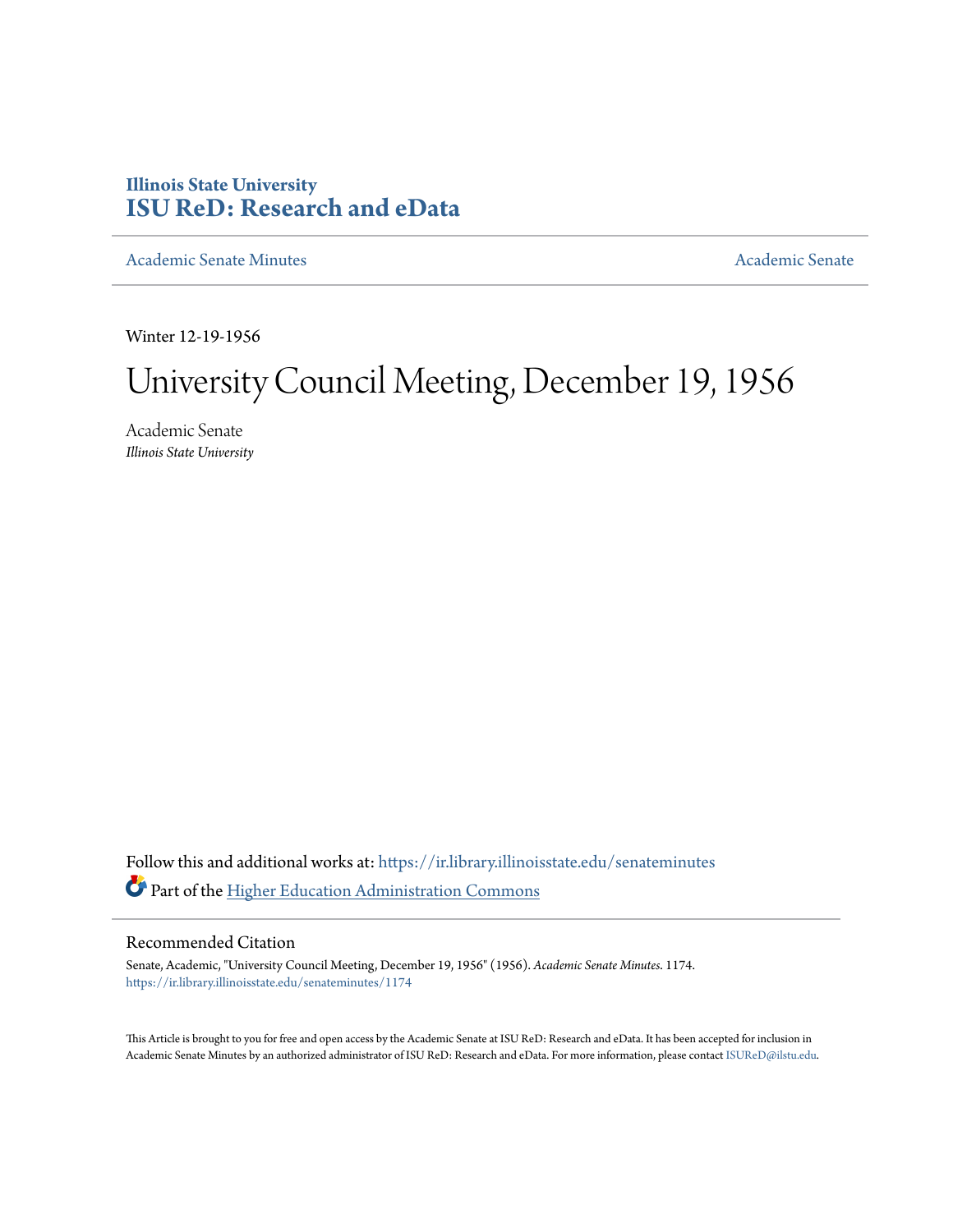Illinois State University
# ISU ReD: Research and eData

Academic Senate Minutes

Academic Senate

Winter 12-19-1956

# University Council Meeting, December 19, 1956

Academic Senate
*Illinois State University*

Follow this and additional works at: https://ir.library.illinoisstate.edu/senateminutes

Part of the Higher Education Administration Commons

## Recommended Citation

Senate, Academic, "University Council Meeting, December 19, 1956" (1956). *Academic Senate Minutes*. 1174.
https://ir.library.illinoisstate.edu/senateminutes/1174

This Article is brought to you for free and open access by the Academic Senate at ISU ReD: Research and eData. It has been accepted for inclusion in Academic Senate Minutes by an authorized administrator of ISU ReD: Research and eData. For more information, please contact ISUReD@ilstu.edu.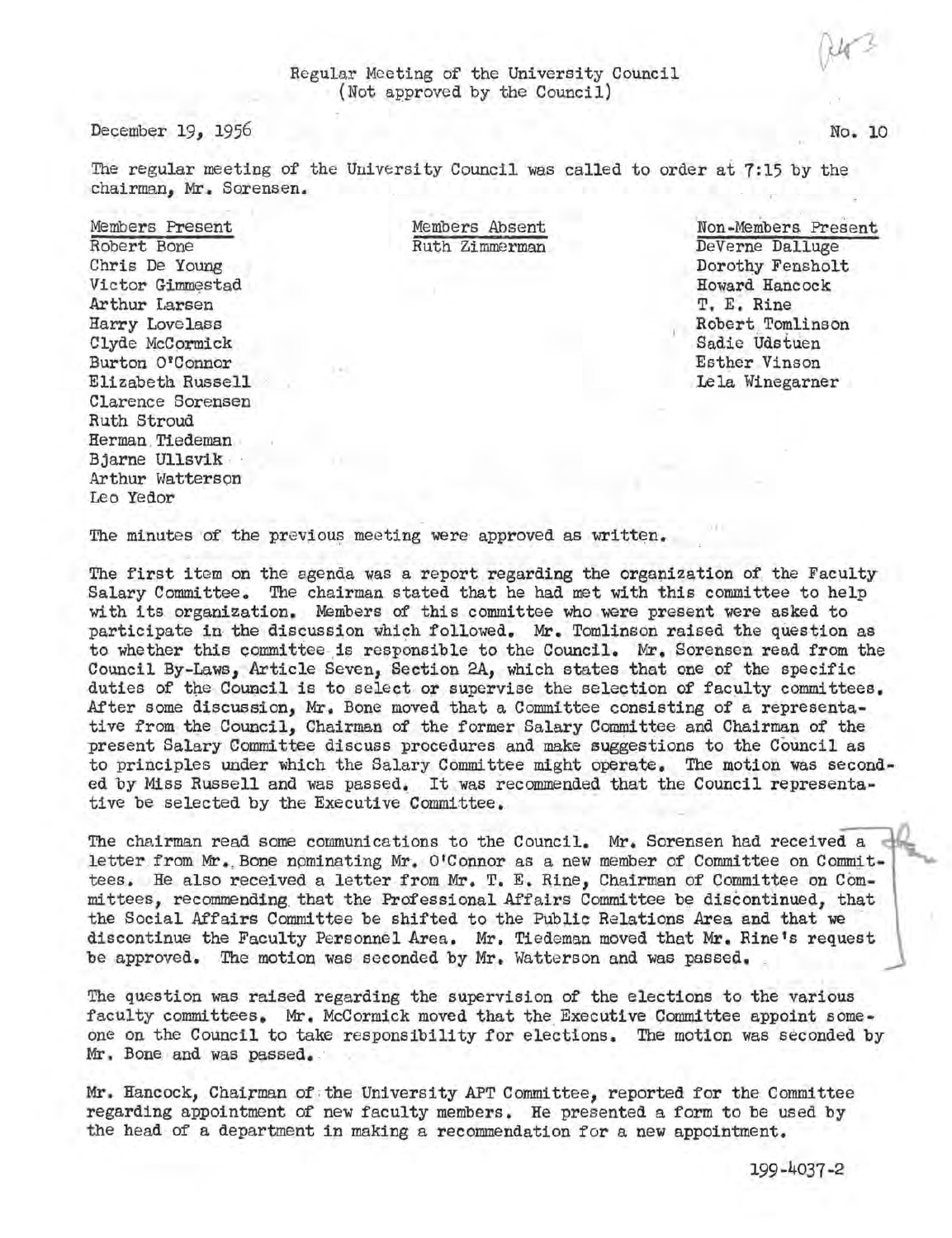Regular Meeting of the University Council
(Not approved by the Council)

December 19, 1956 No. 10

The regular meeting of the University Council was called to order at 7:15 by the chairman, Mr. Sorensen.

| Members Present | Members Absent | Non-Members Present |
|---|---|---|
| Robert Bone | Ruth Zimmerman | DeVerne Dalluge |
| Chris De Young | | Dorothy Fensholt |
| Victor Gimmestad | | Howard Hancock |
| Arthur Larsen | | T. E. Rine |
| Harry Lovelass | | Robert Tomlinson |
| Clyde McCormick | | Sadie Udstuen |
| Burton O'Connor | | Esther Vinson |
| Elizabeth Russell | | Lela Winegarner |
| Clarence Sorensen | | |
| Ruth Stroud | | |
| Herman Tiedeman | | |
| Bjarne Ullsvik | | |
| Arthur Watterson | | |
| Leo Yedor | | |

The minutes of the previous meeting were approved as written.

The first item on the agenda was a report regarding the organization of the Faculty Salary Committee. The chairman stated that he had met with this committee to help with its organization. Members of this committee who were present were asked to participate in the discussion which followed. Mr. Tomlinson raised the question as to whether this committee is responsible to the Council. Mr. Sorensen read from the Council By-Laws, Article Seven, Section 2A, which states that one of the specific duties of the Council is to select or supervise the selection of faculty committees. After some discussion, Mr. Bone moved that a Committee consisting of a representative from the Council, Chairman of the former Salary Committee and Chairman of the present Salary Committee discuss procedures and make suggestions to the Council as to principles under which the Salary Committee might operate. The motion was seconded by Miss Russell and was passed. It was recommended that the Council representative be selected by the Executive Committee.

The chairman read some communications to the Council. Mr. Sorensen had received a letter from Mr. Bone nominating Mr. O'Connor as a new member of Committee on Committees. He also received a letter from Mr. T. E. Rine, Chairman of Committee on Committees, recommending that the Professional Affairs Committee be discontinued, that the Social Affairs Committee be shifted to the Public Relations Area and that we discontinue the Faculty Personnel Area. Mr. Tiedeman moved that Mr. Rine's request be approved. The motion was seconded by Mr. Watterson and was passed.

The question was raised regarding the supervision of the elections to the various faculty committees. Mr. McCormick moved that the Executive Committee appoint someone on the Council to take responsibility for elections. The motion was seconded by Mr. Bone and was passed.

Mr. Hancock, Chairman of the University APT Committee, reported for the Committee regarding appointment of new faculty members. He presented a form to be used by the head of a department in making a recommendation for a new appointment.

199-4037-2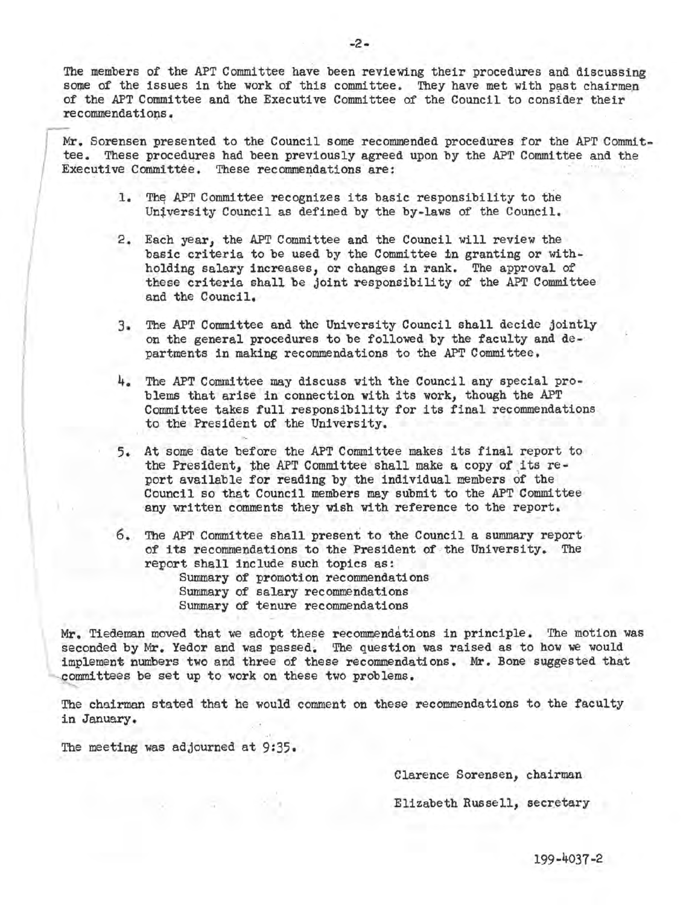The members of the APT Committee have been reviewing their procedures and discussing some of the issues in the work of this committee. They have met with past chairmen of the APT Committee and the Executive Committee of the Council to consider their recommendations.

Mr. Sorensen presented to the Council some recommended procedures for the APT Committee. These procedures had been previously agreed upon by the APT Committee and the Executive Committee. These recommendations are:

1. The APT Committee recognizes its basic responsibility to the University Council as defined by the by-laws of the Council.

2. Each year, the APT Committee and the Council will review the basic criteria to be used by the Committee in granting or withholding salary increases, or changes in rank. The approval of these criteria shall be joint responsibility of the APT Committee and the Council.

3. The APT Committee and the University Council shall decide jointly on the general procedures to be followed by the faculty and departments in making recommendations to the APT Committee.

4. The APT Committee may discuss with the Council any special problems that arise in connection with its work, though the APT Committee takes full responsibility for its final recommendations to the President of the University.

5. At some date before the APT Committee makes its final report to the President, the APT Committee shall make a copy of its report available for reading by the individual members of the Council so that Council members may submit to the APT Committee any written comments they wish with reference to the report.

6. The APT Committee shall present to the Council a summary report of its recommendations to the President of the University. The report shall include such topics as:
   - Summary of promotion recommendations
   - Summary of salary recommendations
   - Summary of tenure recommendations

Mr. Tiedeman moved that we adopt these recommendations in principle. The motion was seconded by Mr. Yedor and was passed. The question was raised as to how we would implement numbers two and three of these recommendations. Mr. Bone suggested that committees be set up to work on these two problems.

The chairman stated that he would comment on these recommendations to the faculty in January.

The meeting was adjourned at 9:35.

Clarence Sorensen, chairman

Elizabeth Russell, secretary

199-4037-2